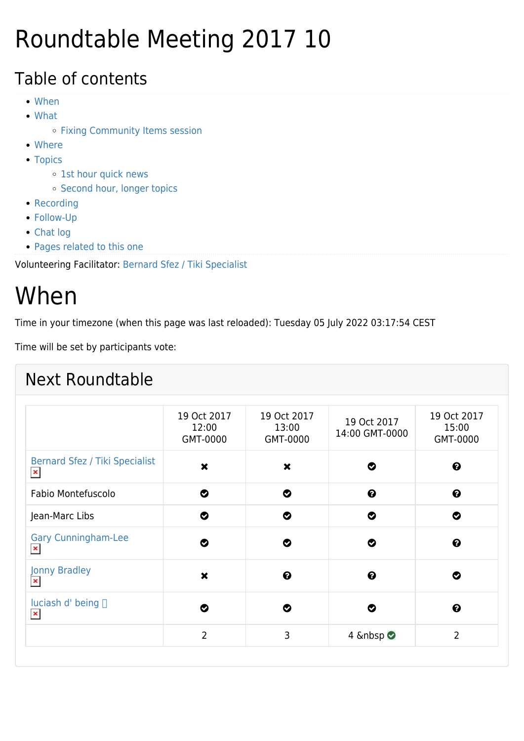# Roundtable Meeting 2017 10

## Table of contents

- When
- What
  - Fixing Community Items session
- Where
- Topics
  - 1st hour quick news
  - Second hour, longer topics
- Recording
- Follow-Up
- Chat log
- Pages related to this one

Volunteering Facilitator: Bernard Sfez / Tiki Specialist

# When

Time in your timezone (when this page was last reloaded): Tuesday 05 July 2022 03:17:54 CEST

Time will be set by participants vote:

## Next Roundtable

| | 19 Oct 2017 12:00 GMT-0000 | 19 Oct 2017 13:00 GMT-0000 | 19 Oct 2017 14:00 GMT-0000 | 19 Oct 2017 15:00 GMT-0000 |
|---|---|---|---|---|
| Bernard Sfez / Tiki Specialist | ✖ | ✖ | ✔ | ? |
| Fabio Montefuscolo | ✔ | ✔ | ? | ? |
| Jean-Marc Libs | ✔ | ✔ | ✔ | ✔ |
| Gary Cunningham-Lee | ✔ | ✔ | ✔ | ? |
| Jonny Bradley | ✖ | ? | ? | ✔ |
| luciash d' being | ✔ | ✔ | ✔ | ? |
| | 2 | 3 | 4 &nbsp ✔ | 2 |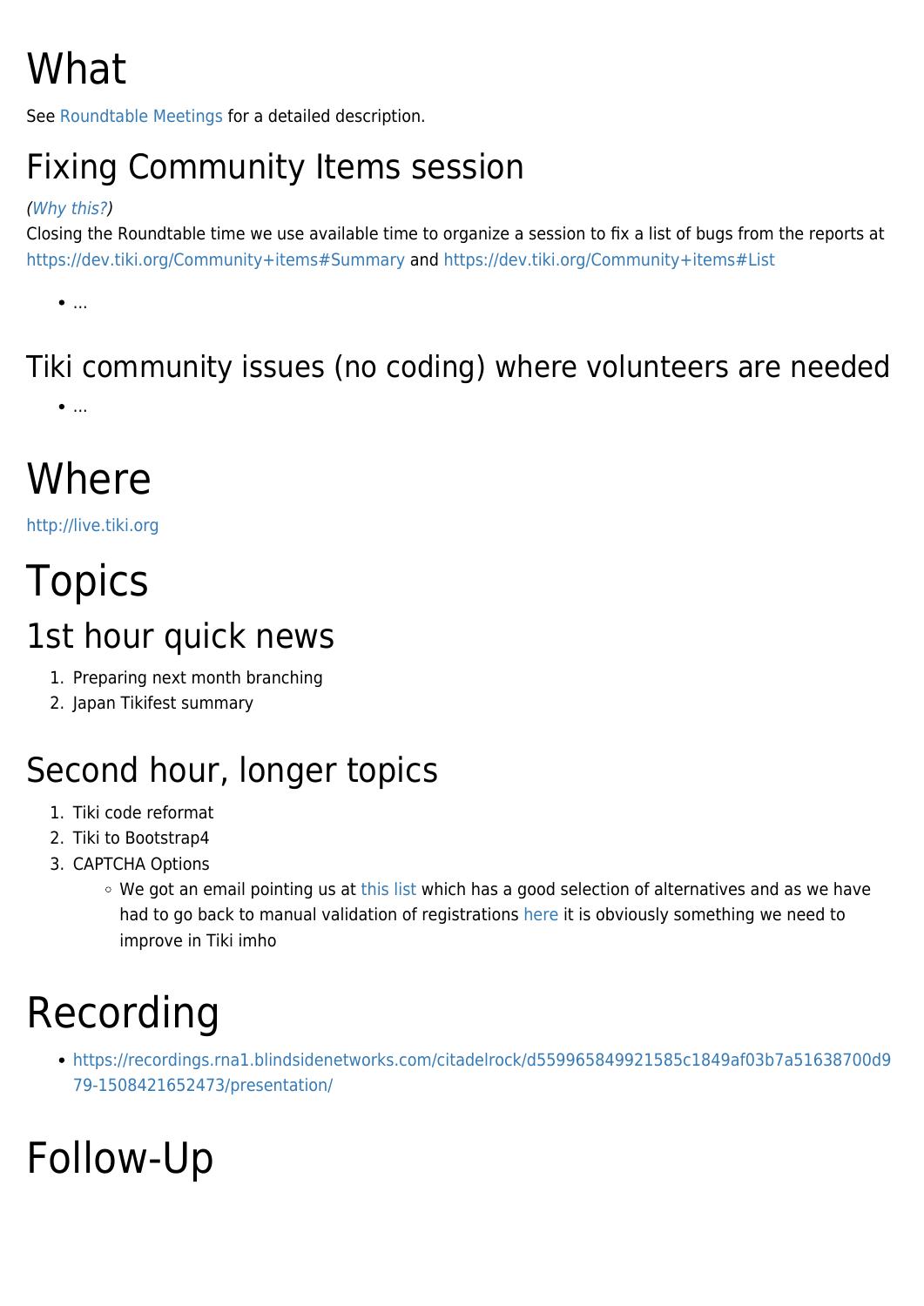# What

See Roundtable Meetings for a detailed description.

## Fixing Community Items session

*(Why this?)*
Closing the Roundtable time we use available time to organize a session to fix a list of bugs from the reports at https://dev.tiki.org/Community+items#Summary and https://dev.tiki.org/Community+items#List

- ...

## Tiki community issues (no coding) where volunteers are needed

- ...

# Where

http://live.tiki.org

# Topics

## 1st hour quick news

1. Preparing next month branching
2. Japan Tikifest summary

## Second hour, longer topics

1. Tiki code reformat
2. Tiki to Bootstrap4
3. CAPTCHA Options
    - We got an email pointing us at this list which has a good selection of alternatives and as we have had to go back to manual validation of registrations here it is obviously something we need to improve in Tiki imho

# Recording

- https://recordings.rna1.blindsidenetworks.com/citadelrock/d559965849921585c1849af03b7a51638700d979-1508421652473/presentation/

# Follow-Up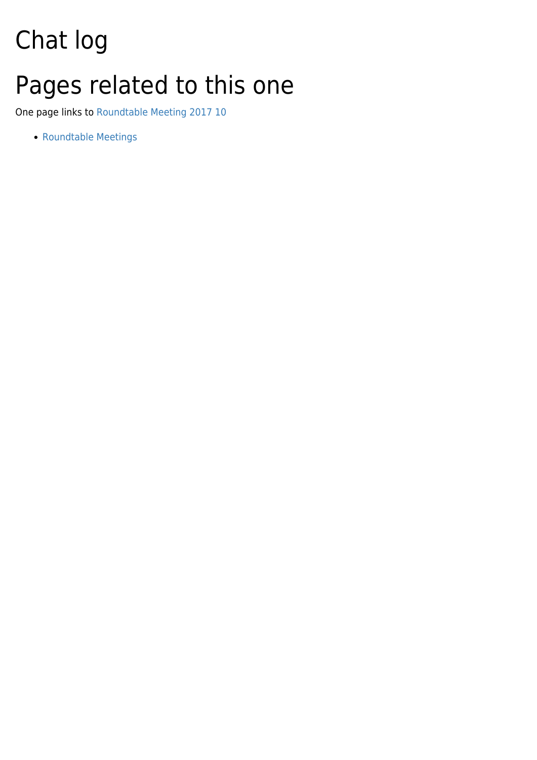# Chat log

# Pages related to this one

One page links to Roundtable Meeting 2017 10

- Roundtable Meetings